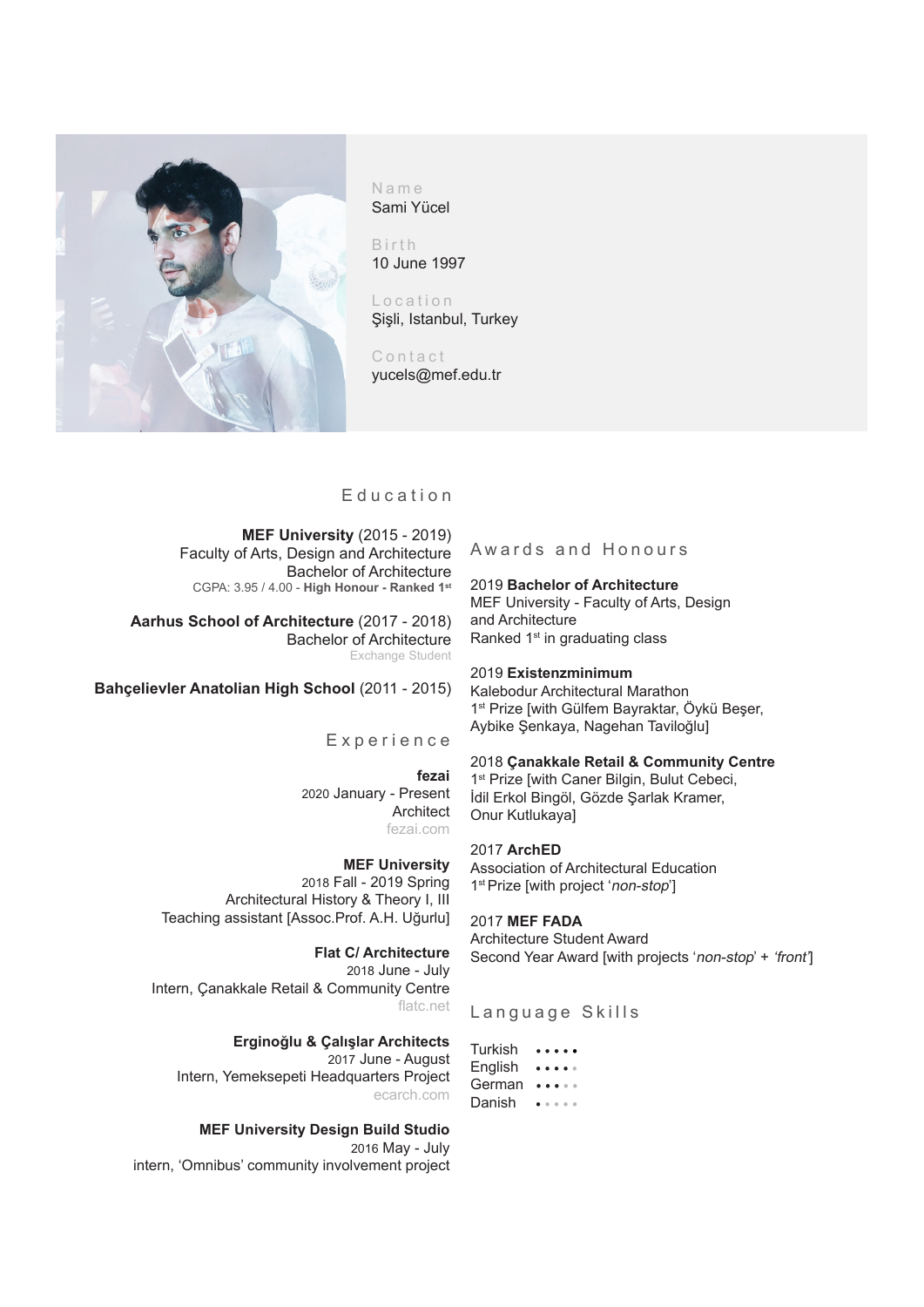Name
Sami Yücel

Birth
10 June 1997

Location
Şişli, Istanbul, Turkey

Contact
yucels@mef.edu.tr

## Education

**MEF University** (2015 - 2019)
Faculty of Arts, Design and Architecture
Bachelor of Architecture
CGPA: 3.95 / 4.00 - **High Honour - Ranked 1st**

**Aarhus School of Architecture** (2017 - 2018)
Bachelor of Architecture
Exchange Student

**Bahçelievler Anatolian High School** (2011 - 2015)

## Experience

**fezai**
2020 January - Present
Architect
fezai.com

**MEF University**
2018 Fall - 2019 Spring
Architectural History & Theory I, III
Teaching assistant [Assoc.Prof. A.H. Uğurlu]

**Flat C/ Architecture**
2018 June - July
Intern, Çanakkale Retail & Community Centre
flatc.net

**Erginoğlu & Çalışlar Architects**
2017 June - August
Intern, Yemeksepeti Headquarters Project
ecarch.com

**MEF University Design Build Studio**
2016 May - July
intern, 'Omnibus' community involvement project

## Awards and Honours

2019 **Bachelor of Architecture**
MEF University - Faculty of Arts, Design and Architecture
Ranked 1st in graduating class

2019 **Existenzminimum**
Kalebodur Architectural Marathon
1st Prize [with Gülfem Bayraktar, Öykü Beşer, Aybike Şenkaya, Nagehan Taviloğlu]

2018 **Çanakkale Retail & Community Centre**
1st Prize [with Caner Bilgin, Bulut Cebeci, İdil Erkol Bingöl, Gözde Şarlak Kramer, Onur Kutlukaya]

2017 **ArchED**
Association of Architectural Education
1st Prize [with project '*non-stop*']

2017 **MEF FADA**
Architecture Student Award
Second Year Award [with projects '*non-stop*' + '*front*']

## Language Skills

| Language | Level |
|---|---|
| Turkish | 5/5 |
| English | 4/5 |
| German | 3/5 |
| Danish | 1/5 |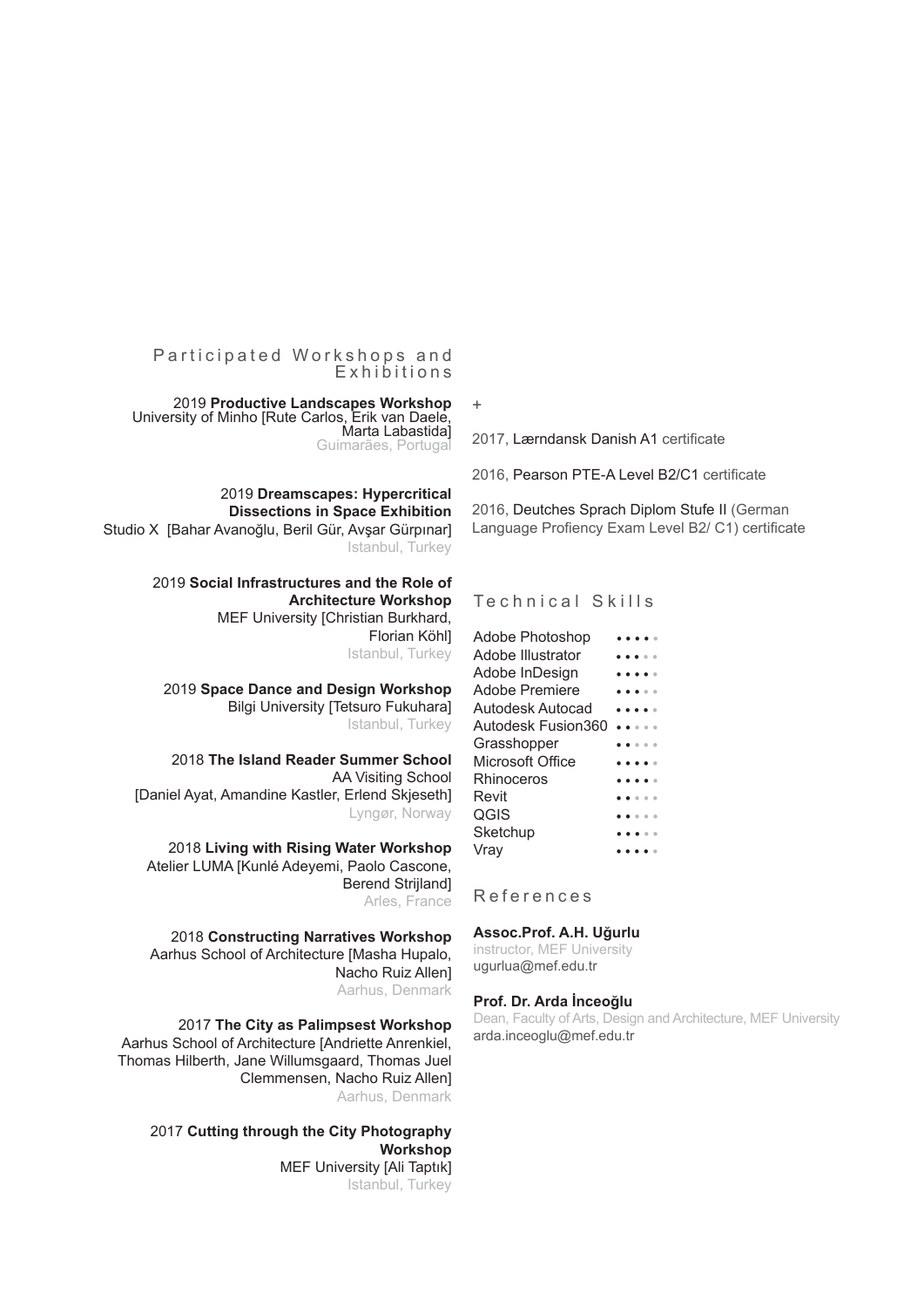## Participated Workshops and Exhibitions

2019 **Productive Landscapes Workshop**
University of Minho [Rute Carlos, Erik van Daele, Marta Labastida]
Guimarães, Portugal

2019 **Dreamscapes: Hypercritical Dissections in Space Exhibition**
Studio X [Bahar Avanoğlu, Beril Gür, Avşar Gürpınar]
Istanbul, Turkey

2019 **Social Infrastructures and the Role of Architecture Workshop**
MEF University [Christian Burkhard, Florian Köhl]
Istanbul, Turkey

2019 **Space Dance and Design Workshop**
Bilgi University [Tetsuro Fukuhara]
Istanbul, Turkey

2018 **The Island Reader Summer School**
AA Visiting School
[Daniel Ayat, Amandine Kastler, Erlend Skjeseth]
Lyngør, Norway

2018 **Living with Rising Water Workshop**
Atelier LUMA [Kunlé Adeyemi, Paolo Cascone, Berend Strijland]
Arles, France

2018 **Constructing Narratives Workshop**
Aarhus School of Architecture [Masha Hupalo, Nacho Ruiz Allen]
Aarhus, Denmark

2017 **The City as Palimpsest Workshop**
Aarhus School of Architecture [Andriette Anrenkiel, Thomas Hilberth, Jane Willumsgaard, Thomas Juel Clemmensen, Nacho Ruiz Allen]
Aarhus, Denmark

2017 **Cutting through the City Photography Workshop**
MEF University [Ali Taptık]
Istanbul, Turkey

+

2017, Lærndansk Danish A1 certificate

2016, Pearson PTE-A Level B2/C1 certificate

2016, Deutches Sprach Diplom Stufe II (German Language Profiency Exam Level B2/ C1) certificate

## Technical Skills

| | |
|---|---|
| Adobe Photoshop | ●●●●○ |
| Adobe Illustrator | ●●●○○ |
| Adobe InDesign | ●●●●○ |
| Adobe Premiere | ●●●○○ |
| Autodesk Autocad | ●●●●○ |
| Autodesk Fusion360 | ●●○○○ |
| Grasshopper | ●●○○○ |
| Microsoft Office | ●●●●○ |
| Rhinoceros | ●●●●○ |
| Revit | ●●○○○ |
| QGIS | ●●○○○ |
| Sketchup | ●●●○○ |
| Vray | ●●●●○ |

## References

**Assoc.Prof. A.H. Uğurlu**
instructor, MEF University
ugurlua@mef.edu.tr

**Prof. Dr. Arda İnceoğlu**
Dean, Faculty of Arts, Design and Architecture, MEF University
arda.inceoglu@mef.edu.tr